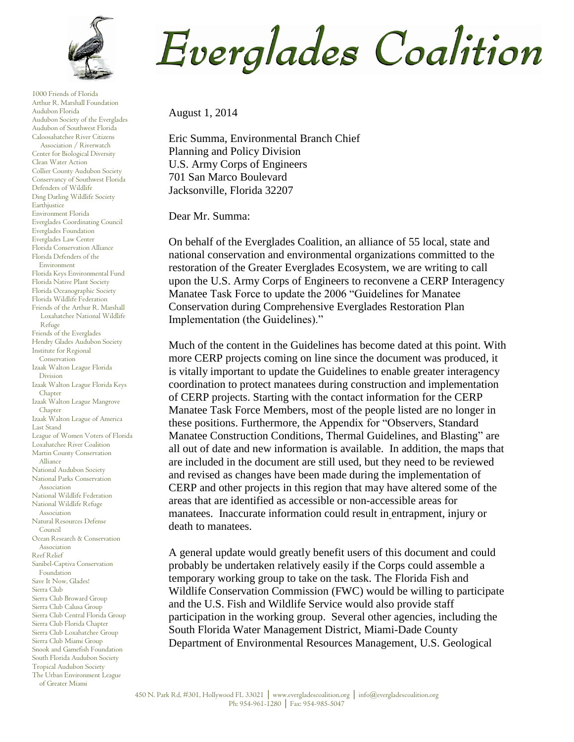# Everglades Coalition

1000 Friends of Florida
Arthur R. Marshall Foundation
Audubon Florida
Audubon Society of the Everglades
Audubon of Southwest Florida
Caloosahatchee River Citizens Association / Riverwatch
Center for Biological Diversity
Clean Water Action
Collier County Audubon Society
Conservancy of Southwest Florida
Defenders of Wildlife
Ding Darling Wildlife Society
Earthjustice
Environment Florida
Everglades Coordinating Council
Everglades Foundation
Everglades Law Center
Florida Conservation Alliance
Florida Defenders of the Environment
Florida Keys Environmental Fund
Florida Native Plant Society
Florida Oceanographic Society
Florida Wildlife Federation
Friends of the Arthur R. Marshall Loxahatchee National Wildlife Refuge
Friends of the Everglades
Hendry Glades Audubon Society
Institute for Regional Conservation
Izaak Walton League Florida Division
Izaak Walton League Florida Keys Chapter
Izaak Walton League Mangrove Chapter
Izaak Walton League of America
Last Stand
League of Women Voters of Florida
Loxahatchee River Coalition
Martin County Conservation Alliance
National Audubon Society
National Parks Conservation Association
National Wildlife Federation
National Wildlife Refuge Association
Natural Resources Defense Council
Ocean Research & Conservation Association
Reef Relief
Sanibel-Captiva Conservation Foundation
Save It Now, Glades!
Sierra Club
Sierra Club Broward Group
Sierra Club Calusa Group
Sierra Club Central Florida Group
Sierra Club Florida Chapter
Sierra Club Loxahatchee Group
Sierra Club Miami Group
Snook and Gamefish Foundation
South Florida Audubon Society
Tropical Audubon Society
The Urban Environment League of Greater Miami

August 1, 2014

Eric Summa, Environmental Branch Chief
Planning and Policy Division
U.S. Army Corps of Engineers
701 San Marco Boulevard
Jacksonville, Florida 32207

Dear Mr. Summa:

On behalf of the Everglades Coalition, an alliance of 55 local, state and national conservation and environmental organizations committed to the restoration of the Greater Everglades Ecosystem, we are writing to call upon the U.S. Army Corps of Engineers to reconvene a CERP Interagency Manatee Task Force to update the 2006 "Guidelines for Manatee Conservation during Comprehensive Everglades Restoration Plan Implementation (the Guidelines)."

Much of the content in the Guidelines has become dated at this point. With more CERP projects coming on line since the document was produced, it is vitally important to update the Guidelines to enable greater interagency coordination to protect manatees during construction and implementation of CERP projects. Starting with the contact information for the CERP Manatee Task Force Members, most of the people listed are no longer in these positions. Furthermore, the Appendix for "Observers, Standard Manatee Construction Conditions, Thermal Guidelines, and Blasting" are all out of date and new information is available. In addition, the maps that are included in the document are still used, but they need to be reviewed and revised as changes have been made during the implementation of CERP and other projects in this region that may have altered some of the areas that are identified as accessible or non-accessible areas for manatees. Inaccurate information could result in entrapment, injury or death to manatees.

A general update would greatly benefit users of this document and could probably be undertaken relatively easily if the Corps could assemble a temporary working group to take on the task. The Florida Fish and Wildlife Conservation Commission (FWC) would be willing to participate and the U.S. Fish and Wildlife Service would also provide staff participation in the working group. Several other agencies, including the South Florida Water Management District, Miami-Dade County Department of Environmental Resources Management, U.S. Geological

450 N. Park Rd, #301, Hollywood FL 33021 | www.evergladescoalition.org | info@evergladescoalition.org
Ph: 954-961-1280 | Fax: 954-985-5047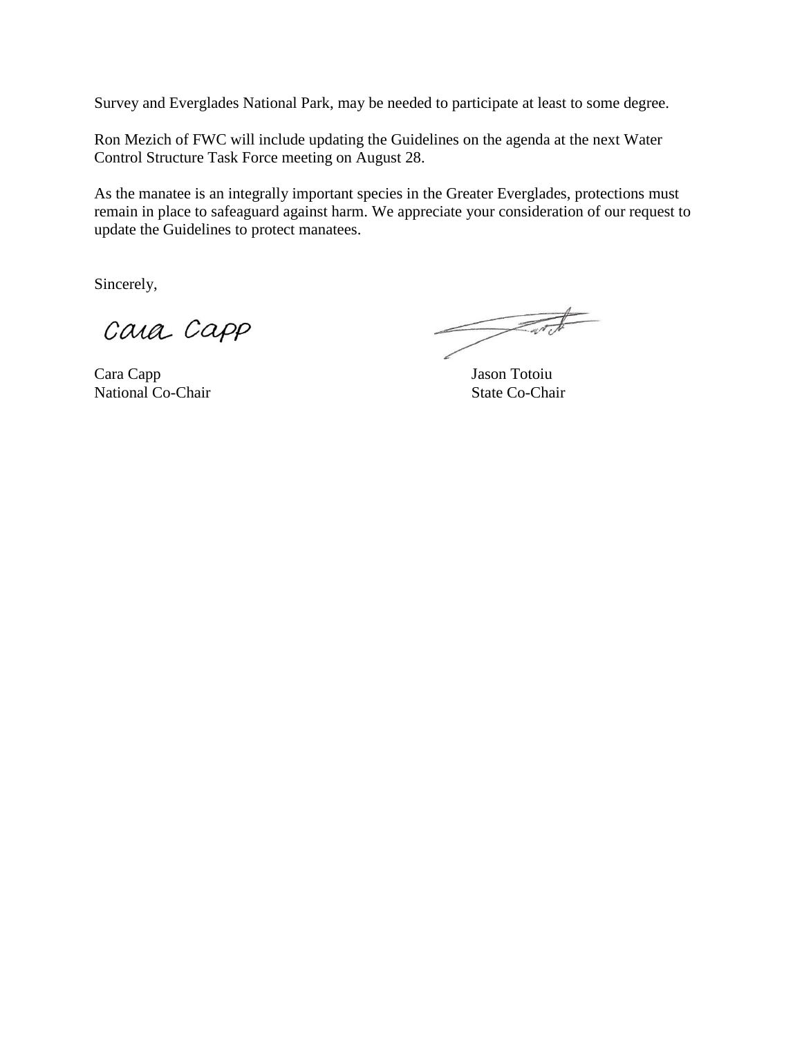Survey and Everglades National Park, may be needed to participate at least to some degree.

Ron Mezich of FWC will include updating the Guidelines on the agenda at the next Water Control Structure Task Force meeting on August 28.

As the manatee is an integrally important species in the Greater Everglades, protections must remain in place to safeaguard against harm. We appreciate your consideration of our request to update the Guidelines to protect manatees.

Sincerely,

Cara Capp
National Co-Chair

Jason Totoiu
State Co-Chair